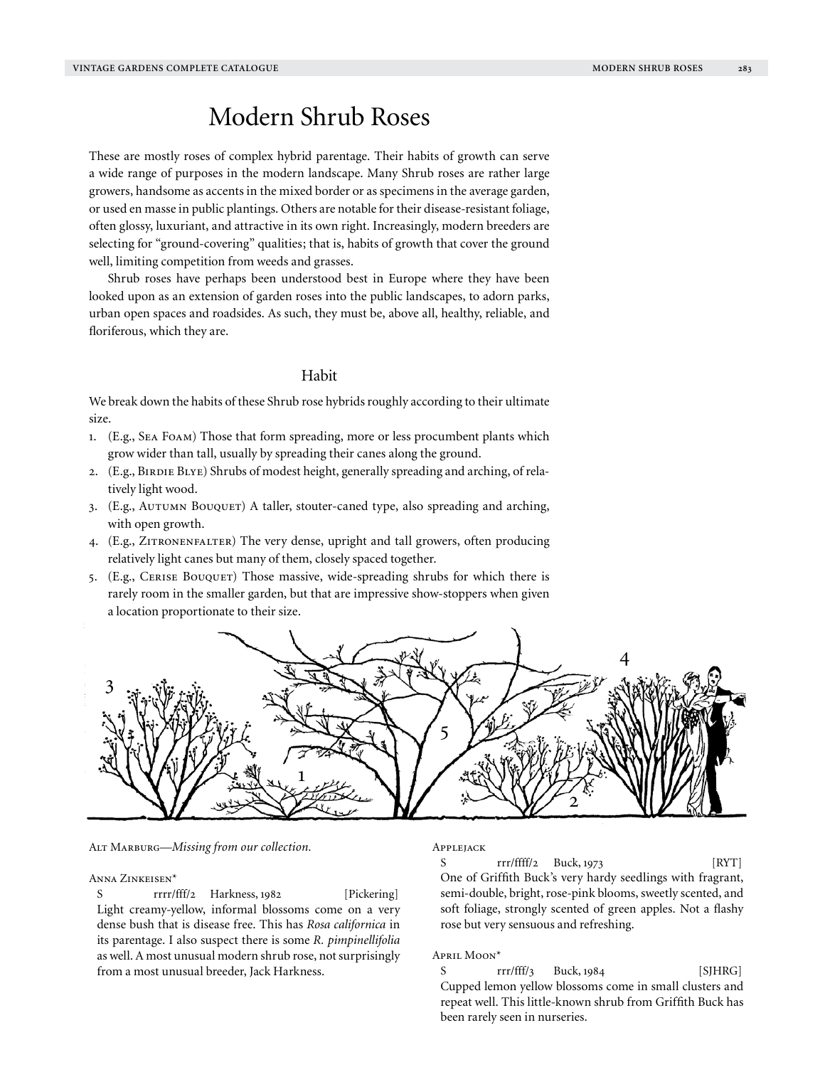# Modern Shrub Roses

These are mostly roses of complex hybrid parentage. Their habits of growth can serve a wide range of purposes in the modern landscape. Many Shrub roses are rather large growers, handsome as accents in the mixed border or as specimens in the average garden, or used en masse in public plantings. Others are notable for their disease-resistant foliage, often glossy, luxuriant, and attractive in its own right. Increasingly, modern breeders are selecting for "ground-covering" qualities; that is, habits of growth that cover the ground well, limiting competition from weeds and grasses.

Shrub roses have perhaps been understood best in Europe where they have been looked upon as an extension of garden roses into the public landscapes, to adorn parks, urban open spaces and roadsides. As such, they must be, above all, healthy, reliable, and floriferous, which they are.

## Habit

We break down the habits of these Shrub rose hybrids roughly according to their ultimate size.

1. (E.g., Sea Foam) Those that form spreading, more or less procumbent plants which grow wider than tall, usually by spreading their canes along the ground.
2. (E.g., Birdie Blye) Shrubs of modest height, generally spreading and arching, of relatively light wood.
3. (E.g., Autumn Bouquet) A taller, stouter-caned type, also spreading and arching, with open growth.
4. (E.g., Zitronenfalter) The very dense, upright and tall growers, often producing relatively light canes but many of them, closely spaced together.
5. (E.g., Cerise Bouquet) Those massive, wide-spreading shrubs for which there is rarely room in the smaller garden, but that are impressive show-stoppers when given a location proportionate to their size.

Alt Marburg—*Missing from our collection.*

Anna Zinkeisen*
S rrrr/fff/2 Harkness, 1982 [Pickering]
Light creamy-yellow, informal blossoms come on a very dense bush that is disease free. This has *Rosa californica* in its parentage. I also suspect there is some *R. pimpinellifolia* as well. A most unusual modern shrub rose, not surprisingly from a most unusual breeder, Jack Harkness.

Applejack
S rrr/ffff/2 Buck, 1973 [RYT]
One of Griffith Buck's very hardy seedlings with fragrant, semi-double, bright, rose-pink blooms, sweetly scented, and soft foliage, strongly scented of green apples. Not a flashy rose but very sensuous and refreshing.

April Moon*
S rrr/fff/3 Buck, 1984 [SJHRG]
Cupped lemon yellow blossoms come in small clusters and repeat well. This little-known shrub from Griffith Buck has been rarely seen in nurseries.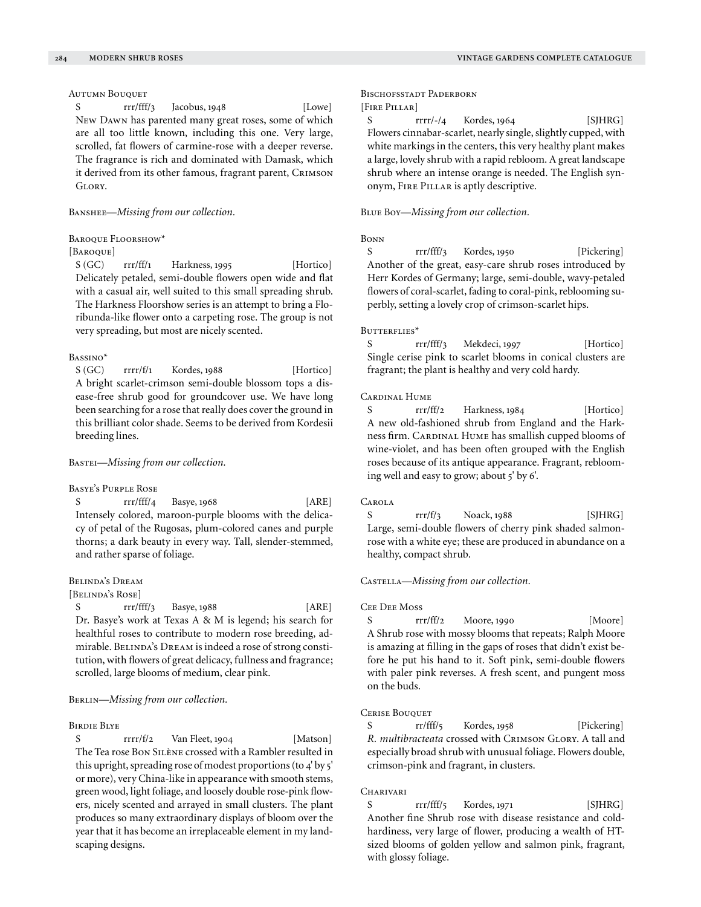Autumn Bouquet

S rrr/fff/3 Jacobus, 1948 [Lowe]

New Dawn has parented many great roses, some of which are all too little known, including this one. Very large, scrolled, fat flowers of carmine-rose with a deeper reverse. The fragrance is rich and dominated with Damask, which it derived from its other famous, fragrant parent, Crimson Glory.

Banshee—*Missing from our collection.*

Baroque Floorshow*

[Baroque]

S (GC) rrr/ff/1 Harkness, 1995 [Hortico]

Delicately petaled, semi-double flowers open wide and flat with a casual air, well suited to this small spreading shrub. The Harkness Floorshow series is an attempt to bring a Floribunda-like flower onto a carpeting rose. The group is not very spreading, but most are nicely scented.

Bassino*

S (GC) rrrr/f/1 Kordes, 1988 [Hortico]

A bright scarlet-crimson semi-double blossom tops a disease-free shrub good for groundcover use. We have long been searching for a rose that really does cover the ground in this brilliant color shade. Seems to be derived from Kordesii breeding lines.

Bastei—*Missing from our collection.*

Basye's Purple Rose

S rrr/fff/4 Basye, 1968 [ARE]

Intensely colored, maroon-purple blooms with the delicacy of petal of the Rugosas, plum-colored canes and purple thorns; a dark beauty in every way. Tall, slender-stemmed, and rather sparse of foliage.

Belinda's Dream

[Belinda's Rose]

S rrr/fff/3 Basye, 1988 [ARE]

Dr. Basye's work at Texas A & M is legend; his search for healthful roses to contribute to modern rose breeding, admirable. Belinda's Dream is indeed a rose of strong constitution, with flowers of great delicacy, fullness and fragrance; scrolled, large blooms of medium, clear pink.

Berlin—*Missing from our collection.*

Birdie Blye

S rrrr/f/2 Van Fleet, 1904 [Matson]

The Tea rose Bon Silène crossed with a Rambler resulted in this upright, spreading rose of modest proportions (to 4' by 5' or more), very China-like in appearance with smooth stems, green wood, light foliage, and loosely double rose-pink flowers, nicely scented and arrayed in small clusters. The plant produces so many extraordinary displays of bloom over the year that it has become an irreplaceable element in my landscaping designs.

Bischofsstadt Paderborn

[Fire Pillar]

S rrrr/-/4 Kordes, 1964 [SJHRG]

Flowers cinnabar-scarlet, nearly single, slightly cupped, with white markings in the centers, this very healthy plant makes a large, lovely shrub with a rapid rebloom. A great landscape shrub where an intense orange is needed. The English synonym, Fire Pillar is aptly descriptive.

Blue Boy—*Missing from our collection.*

Bonn

S rrr/fff/3 Kordes, 1950 [Pickering]

Another of the great, easy-care shrub roses introduced by Herr Kordes of Germany; large, semi-double, wavy-petaled flowers of coral-scarlet, fading to coral-pink, reblooming superbly, setting a lovely crop of crimson-scarlet hips.

Butterflies*

S rrr/fff/3 Mekdeci, 1997 [Hortico]

Single cerise pink to scarlet blooms in conical clusters are fragrant; the plant is healthy and very cold hardy.

Cardinal Hume

S rrr/ff/2 Harkness, 1984 [Hortico]

A new old-fashioned shrub from England and the Harkness firm. Cardinal Hume has smallish cupped blooms of wine-violet, and has been often grouped with the English roses because of its antique appearance. Fragrant, reblooming well and easy to grow; about 5' by 6'.

Carola

S rrr/f/3 Noack, 1988 [SJHRG]

Large, semi-double flowers of cherry pink shaded salmon-rose with a white eye; these are produced in abundance on a healthy, compact shrub.

Castella—*Missing from our collection.*

Cee Dee Moss

S rrr/ff/2 Moore, 1990 [Moore]

A Shrub rose with mossy blooms that repeats; Ralph Moore is amazing at filling in the gaps of roses that didn't exist before he put his hand to it. Soft pink, semi-double flowers with paler pink reverses. A fresh scent, and pungent moss on the buds.

Cerise Bouquet

S rr/fff/5 Kordes, 1958 [Pickering]

*R. multibracteata* crossed with Crimson Glory. A tall and especially broad shrub with unusual foliage. Flowers double, crimson-pink and fragrant, in clusters.

Charivari

S rrr/fff/5 Kordes, 1971 [SJHRG]

Another fine Shrub rose with disease resistance and cold-hardiness, very large of flower, producing a wealth of HT-sized blooms of golden yellow and salmon pink, fragrant, with glossy foliage.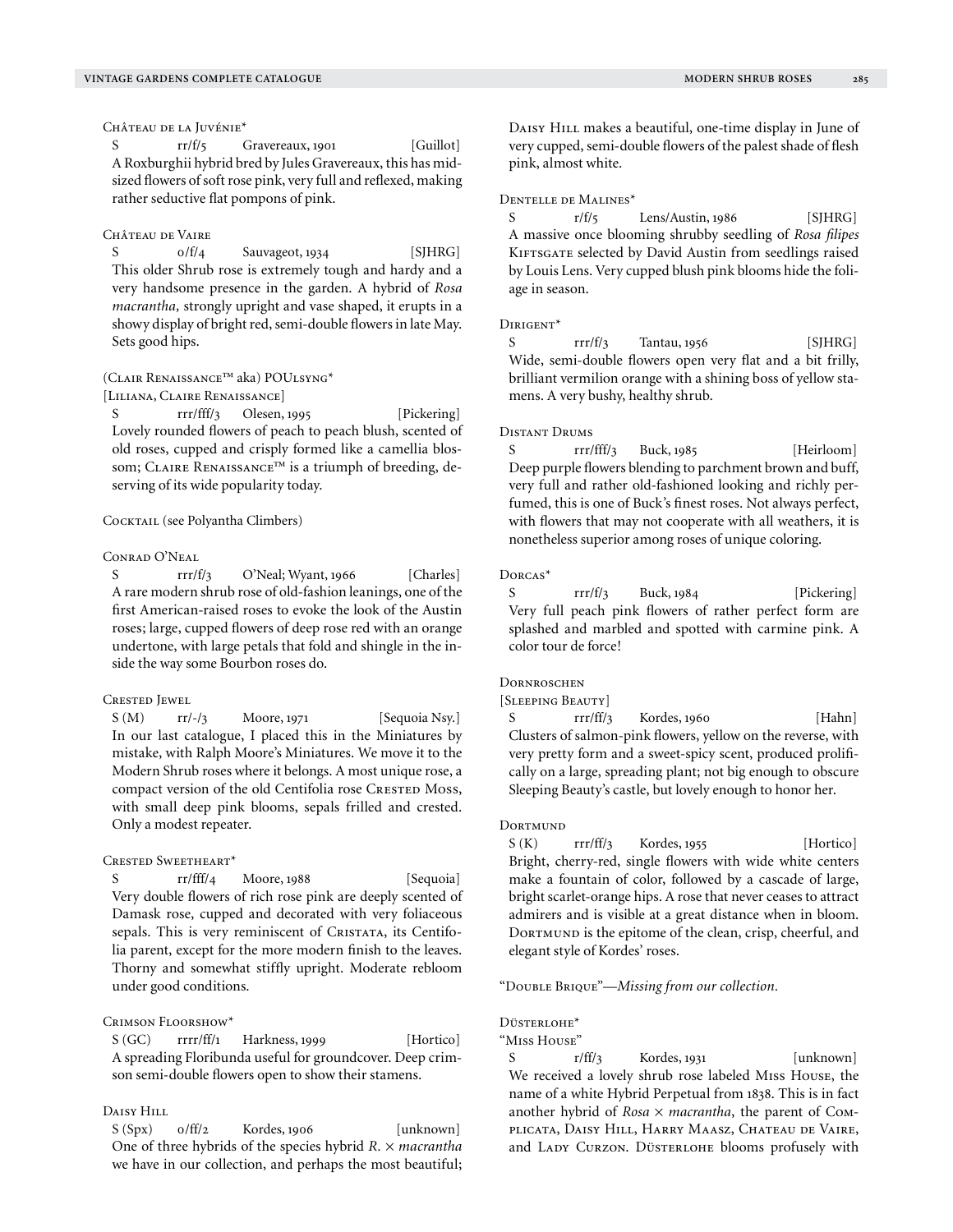Château de la Juvénie*

S rr/f/5 Gravereaux, 1901 [Guillot]

A Roxburghii hybrid bred by Jules Gravereaux, this has mid-sized flowers of soft rose pink, very full and reflexed, making rather seductive flat pompons of pink.

Château de Vaire

S o/f/4 Sauvageot, 1934 [SJHRG]

This older Shrub rose is extremely tough and hardy and a very handsome presence in the garden. A hybrid of *Rosa macrantha,* strongly upright and vase shaped, it erupts in a showy display of bright red, semi-double flowers in late May. Sets good hips.

(Clair Renaissance™ aka) POUlsyng*

[Liliana, Claire Renaissance]

S rrr/fff/3 Olesen, 1995 [Pickering]

Lovely rounded flowers of peach to peach blush, scented of old roses, cupped and crisply formed like a camellia blossom; Claire Renaissance™ is a triumph of breeding, deserving of its wide popularity today.

Cocktail (see Polyantha Climbers)

Conrad O'Neal

S rrr/f/3 O'Neal; Wyant, 1966 [Charles]

A rare modern shrub rose of old-fashion leanings, one of the first American-raised roses to evoke the look of the Austin roses; large, cupped flowers of deep rose red with an orange undertone, with large petals that fold and shingle in the inside the way some Bourbon roses do.

Crested Jewel

S (M) rr/-/3 Moore, 1971 [Sequoia Nsy.]

In our last catalogue, I placed this in the Miniatures by mistake, with Ralph Moore's Miniatures. We move it to the Modern Shrub roses where it belongs. A most unique rose, a compact version of the old Centifolia rose Crested Moss, with small deep pink blooms, sepals frilled and crested. Only a modest repeater.

Crested Sweetheart*

S rr/fff/4 Moore, 1988 [Sequoia]

Very double flowers of rich rose pink are deeply scented of Damask rose, cupped and decorated with very foliaceous sepals. This is very reminiscent of Cristata, its Centifolia parent, except for the more modern finish to the leaves. Thorny and somewhat stiffly upright. Moderate rebloom under good conditions.

Crimson Floorshow*

S (GC) rrrr/ff/1 Harkness, 1999 [Hortico]

A spreading Floribunda useful for groundcover. Deep crimson semi-double flowers open to show their stamens.

Daisy Hill

S (Spx) o/ff/2 Kordes, 1906 [unknown]

One of three hybrids of the species hybrid *R.* × *macrantha* we have in our collection, and perhaps the most beautiful; Daisy Hill makes a beautiful, one-time display in June of very cupped, semi-double flowers of the palest shade of flesh pink, almost white.

Dentelle de Malines*

S r/f/5 Lens/Austin, 1986 [SJHRG]

A massive once blooming shrubby seedling of *Rosa filipes* Kiftsgate selected by David Austin from seedlings raised by Louis Lens. Very cupped blush pink blooms hide the foliage in season.

Dirigent*

S rrr/f/3 Tantau, 1956 [SJHRG]

Wide, semi-double flowers open very flat and a bit frilly, brilliant vermilion orange with a shining boss of yellow stamens. A very bushy, healthy shrub.

Distant Drums

S rrr/fff/3 Buck, 1985 [Heirloom]

Deep purple flowers blending to parchment brown and buff, very full and rather old-fashioned looking and richly perfumed, this is one of Buck's finest roses. Not always perfect, with flowers that may not cooperate with all weathers, it is nonetheless superior among roses of unique coloring.

Dorcas*

S rrr/f/3 Buck, 1984 [Pickering]

Very full peach pink flowers of rather perfect form are splashed and marbled and spotted with carmine pink. A color tour de force!

Dornroschen

[Sleeping Beauty]

S rrr/ff/3 Kordes, 1960 [Hahn]

Clusters of salmon-pink flowers, yellow on the reverse, with very pretty form and a sweet-spicy scent, produced prolifically on a large, spreading plant; not big enough to obscure Sleeping Beauty's castle, but lovely enough to honor her.

Dortmund

S (K) rrr/ff/3 Kordes, 1955 [Hortico]

Bright, cherry-red, single flowers with wide white centers make a fountain of color, followed by a cascade of large, bright scarlet-orange hips. A rose that never ceases to attract admirers and is visible at a great distance when in bloom. Dortmund is the epitome of the clean, crisp, cheerful, and elegant style of Kordes' roses.

"Double Brique"—*Missing from our collection.*

Düsterlohe*

"Miss House"

S r/ff/3 Kordes, 1931 [unknown]

We received a lovely shrub rose labeled Miss House, the name of a white Hybrid Perpetual from 1838. This is in fact another hybrid of *Rosa* × *macrantha*, the parent of Complicata, Daisy Hill, Harry Maasz, Chateau de Vaire, and Lady Curzon. Düsterlohe blooms profusely with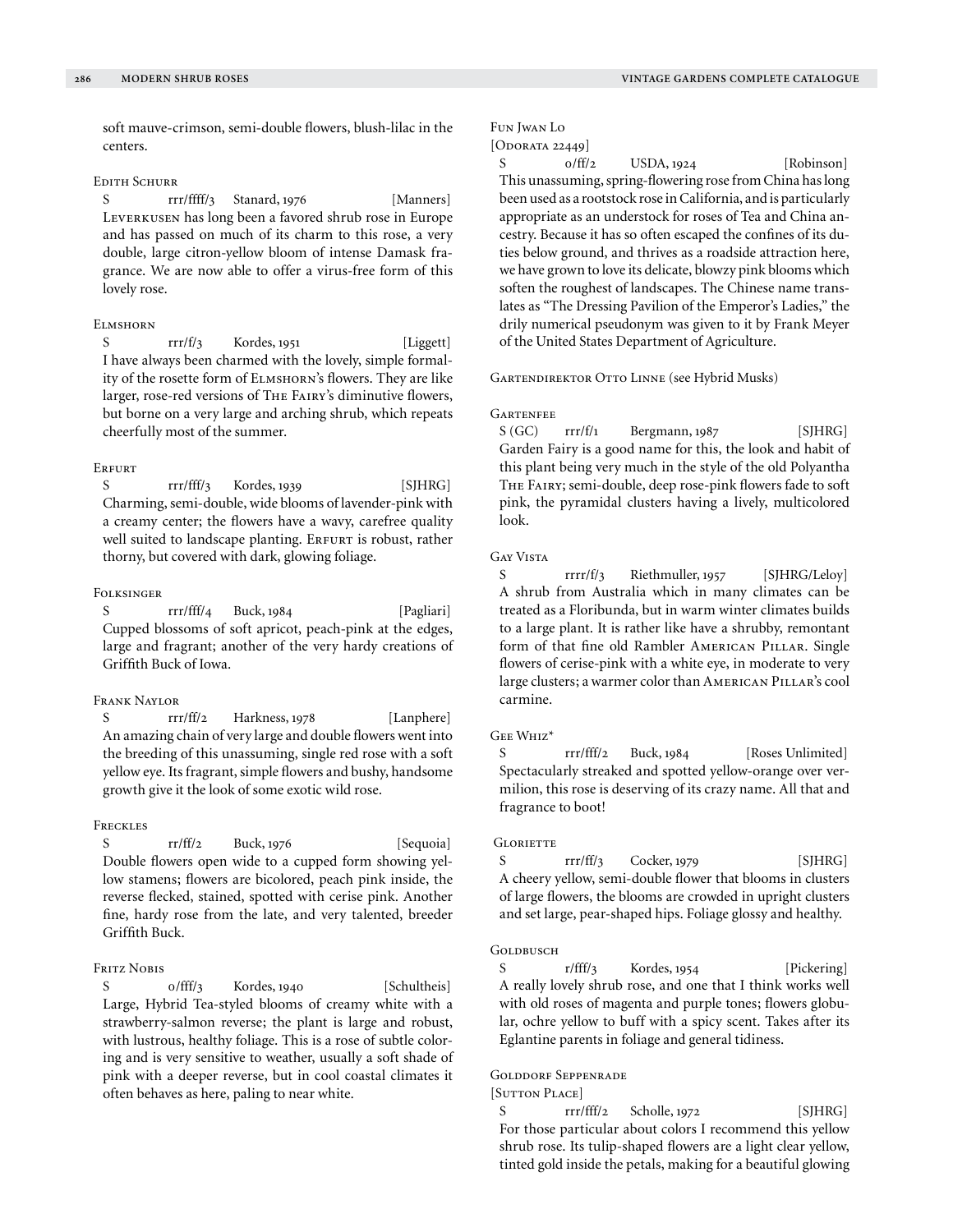soft mauve-crimson, semi-double flowers, blush-lilac in the centers.

### Edith Schurr

S rrr/ffff/3 Stanard, 1976 [Manners]

Leverkusen has long been a favored shrub rose in Europe and has passed on much of its charm to this rose, a very double, large citron-yellow bloom of intense Damask fragrance. We are now able to offer a virus-free form of this lovely rose.

### Elmshorn

S rrr/f/3 Kordes, 1951 [Liggett]

I have always been charmed with the lovely, simple formality of the rosette form of Elmshorn's flowers. They are like larger, rose-red versions of The Fairy's diminutive flowers, but borne on a very large and arching shrub, which repeats cheerfully most of the summer.

### Erfurt

S rrr/fff/3 Kordes, 1939 [SJHRG]

Charming, semi-double, wide blooms of lavender-pink with a creamy center; the flowers have a wavy, carefree quality well suited to landscape planting. Erfurt is robust, rather thorny, but covered with dark, glowing foliage.

### Folksinger

S rrr/fff/4 Buck, 1984 [Pagliari]

Cupped blossoms of soft apricot, peach-pink at the edges, large and fragrant; another of the very hardy creations of Griffith Buck of Iowa.

### Frank Naylor

S rrr/ff/2 Harkness, 1978 [Lanphere]

An amazing chain of very large and double flowers went into the breeding of this unassuming, single red rose with a soft yellow eye. Its fragrant, simple flowers and bushy, handsome growth give it the look of some exotic wild rose.

### Freckles

S rr/ff/2 Buck, 1976 [Sequoia]

Double flowers open wide to a cupped form showing yellow stamens; flowers are bicolored, peach pink inside, the reverse flecked, stained, spotted with cerise pink. Another fine, hardy rose from the late, and very talented, breeder Griffith Buck.

### Fritz Nobis

S o/fff/3 Kordes, 1940 [Schultheis]

Large, Hybrid Tea-styled blooms of creamy white with a strawberry-salmon reverse; the plant is large and robust, with lustrous, healthy foliage. This is a rose of subtle coloring and is very sensitive to weather, usually a soft shade of pink with a deeper reverse, but in cool coastal climates it often behaves as here, paling to near white.

### Fun Jwan Lo

[Odorata 22449]

S o/ff/2 USDA, 1924 [Robinson]

This unassuming, spring-flowering rose from China has long been used as a rootstock rose in California, and is particularly appropriate as an understock for roses of Tea and China ancestry. Because it has so often escaped the confines of its duties below ground, and thrives as a roadside attraction here, we have grown to love its delicate, blowzy pink blooms which soften the roughest of landscapes. The Chinese name translates as "The Dressing Pavilion of the Emperor's Ladies," the drily numerical pseudonym was given to it by Frank Meyer of the United States Department of Agriculture.

### Gartendirektor Otto Linne (see Hybrid Musks)

### Gartenfee

S (GC) rrr/f/1 Bergmann, 1987 [SJHRG]

Garden Fairy is a good name for this, the look and habit of this plant being very much in the style of the old Polyantha The Fairy; semi-double, deep rose-pink flowers fade to soft pink, the pyramidal clusters having a lively, multicolored look.

### Gay Vista

S rrrr/f/3 Riethmuller, 1957 [SJHRG/Leloy]

A shrub from Australia which in many climates can be treated as a Floribunda, but in warm winter climates builds to a large plant. It is rather like have a shrubby, remontant form of that fine old Rambler American Pillar. Single flowers of cerise-pink with a white eye, in moderate to very large clusters; a warmer color than American Pillar's cool carmine.

### Gee Whiz*

S rrr/fff/2 Buck, 1984 [Roses Unlimited]

Spectacularly streaked and spotted yellow-orange over vermilion, this rose is deserving of its crazy name. All that and fragrance to boot!

### Gloriette

S rrr/ff/3 Cocker, 1979 [SJHRG]

A cheery yellow, semi-double flower that blooms in clusters of large flowers, the blooms are crowded in upright clusters and set large, pear-shaped hips. Foliage glossy and healthy.

### Goldbusch

S r/fff/3 Kordes, 1954 [Pickering]

A really lovely shrub rose, and one that I think works well with old roses of magenta and purple tones; flowers globular, ochre yellow to buff with a spicy scent. Takes after its Eglantine parents in foliage and general tidiness.

### Golddorf Seppenrade

[Sutton Place]

S rrr/fff/2 Scholle, 1972 [SJHRG]

For those particular about colors I recommend this yellow shrub rose. Its tulip-shaped flowers are a light clear yellow, tinted gold inside the petals, making for a beautiful glowing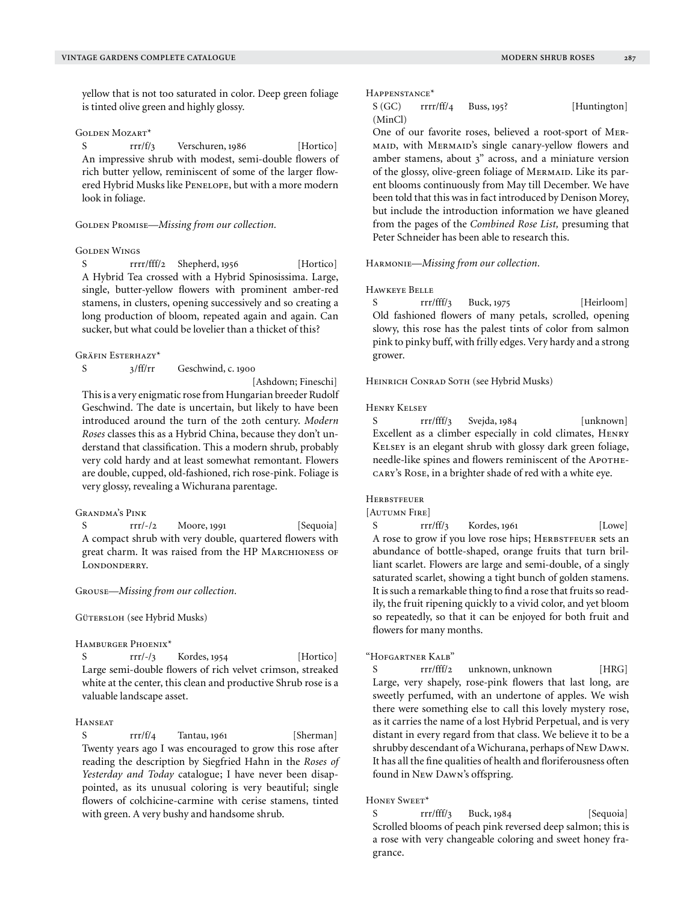yellow that is not too saturated in color. Deep green foliage is tinted olive green and highly glossy.

Golden Mozart*

S rrr/f/3 Verschuren, 1986 [Hortico]

An impressive shrub with modest, semi-double flowers of rich butter yellow, reminiscent of some of the larger flowered Hybrid Musks like Penelope, but with a more modern look in foliage.

Golden Promise—*Missing from our collection.*

Golden Wings

S rrrr/fff/2 Shepherd, 1956 [Hortico]

A Hybrid Tea crossed with a Hybrid Spinosissima. Large, single, butter-yellow flowers with prominent amber-red stamens, in clusters, opening successively and so creating a long production of bloom, repeated again and again. Can sucker, but what could be lovelier than a thicket of this?

Gräfin Esterhazy*

S 3/ff/rr Geschwind, c. 1900 [Ashdown; Fineschi]

This is a very enigmatic rose from Hungarian breeder Rudolf Geschwind. The date is uncertain, but likely to have been introduced around the turn of the 20th century. *Modern Roses* classes this as a Hybrid China, because they don't understand that classification. This a modern shrub, probably very cold hardy and at least somewhat remontant. Flowers are double, cupped, old-fashioned, rich rose-pink. Foliage is very glossy, revealing a Wichurana parentage.

Grandma's Pink

S rrr/-/2 Moore, 1991 [Sequoia]

A compact shrub with very double, quartered flowers with great charm. It was raised from the HP Marchioness of Londonderry.

Grouse—*Missing from our collection.*

Gütersloh (see Hybrid Musks)

Hamburger Phoenix*

S rrr/-/3 Kordes, 1954 [Hortico]

Large semi-double flowers of rich velvet crimson, streaked white at the center, this clean and productive Shrub rose is a valuable landscape asset.

Hanseat

S rrr/f/4 Tantau, 1961 [Sherman]

Twenty years ago I was encouraged to grow this rose after reading the description by Siegfried Hahn in the *Roses of Yesterday and Today* catalogue; I have never been disappointed, as its unusual coloring is very beautiful; single flowers of colchicine-carmine with cerise stamens, tinted with green. A very bushy and handsome shrub.

Happenstance*

S (GC) (MinCl) rrrr/ff/4 Buss, 195? [Huntington]

One of our favorite roses, believed a root-sport of Mermaid, with Mermaid's single canary-yellow flowers and amber stamens, about 3" across, and a miniature version of the glossy, olive-green foliage of Mermaid. Like its parent blooms continuously from May till December. We have been told that this was in fact introduced by Denison Morey, but include the introduction information we have gleaned from the pages of the *Combined Rose List,* presuming that Peter Schneider has been able to research this.

Harmonie—*Missing from our collection.*

Hawkeye Belle

S rrr/fff/3 Buck, 1975 [Heirloom]

Old fashioned flowers of many petals, scrolled, opening slowy, this rose has the palest tints of color from salmon pink to pinky buff, with frilly edges. Very hardy and a strong grower.

Heinrich Conrad Soth (see Hybrid Musks)

Henry Kelsey

S rrr/fff/3 Svejda, 1984 [unknown]

Excellent as a climber especially in cold climates, Henry Kelsey is an elegant shrub with glossy dark green foliage, needle-like spines and flowers reminiscent of the Apothecary's Rose, in a brighter shade of red with a white eye.

Herbstfeuer
[Autumn Fire]

S rrr/ff/3 Kordes, 1961 [Lowe]

A rose to grow if you love rose hips; Herbstfeuer sets an abundance of bottle-shaped, orange fruits that turn brilliant scarlet. Flowers are large and semi-double, of a singly saturated scarlet, showing a tight bunch of golden stamens. It is such a remarkable thing to find a rose that fruits so readily, the fruit ripening quickly to a vivid color, and yet bloom so repeatedly, so that it can be enjoyed for both fruit and flowers for many months.

"Hofgartner Kalb"

S rrr/fff/2 unknown, unknown [HRG]

Large, very shapely, rose-pink flowers that last long, are sweetly perfumed, with an undertone of apples. We wish there were something else to call this lovely mystery rose, as it carries the name of a lost Hybrid Perpetual, and is very distant in every regard from that class. We believe it to be a shrubby descendant of a Wichurana, perhaps of New Dawn. It has all the fine qualities of health and floriferousness often found in New Dawn's offspring.

Honey Sweet*

S rrr/fff/3 Buck, 1984 [Sequoia]

Scrolled blooms of peach pink reversed deep salmon; this is a rose with very changeable coloring and sweet honey fragrance.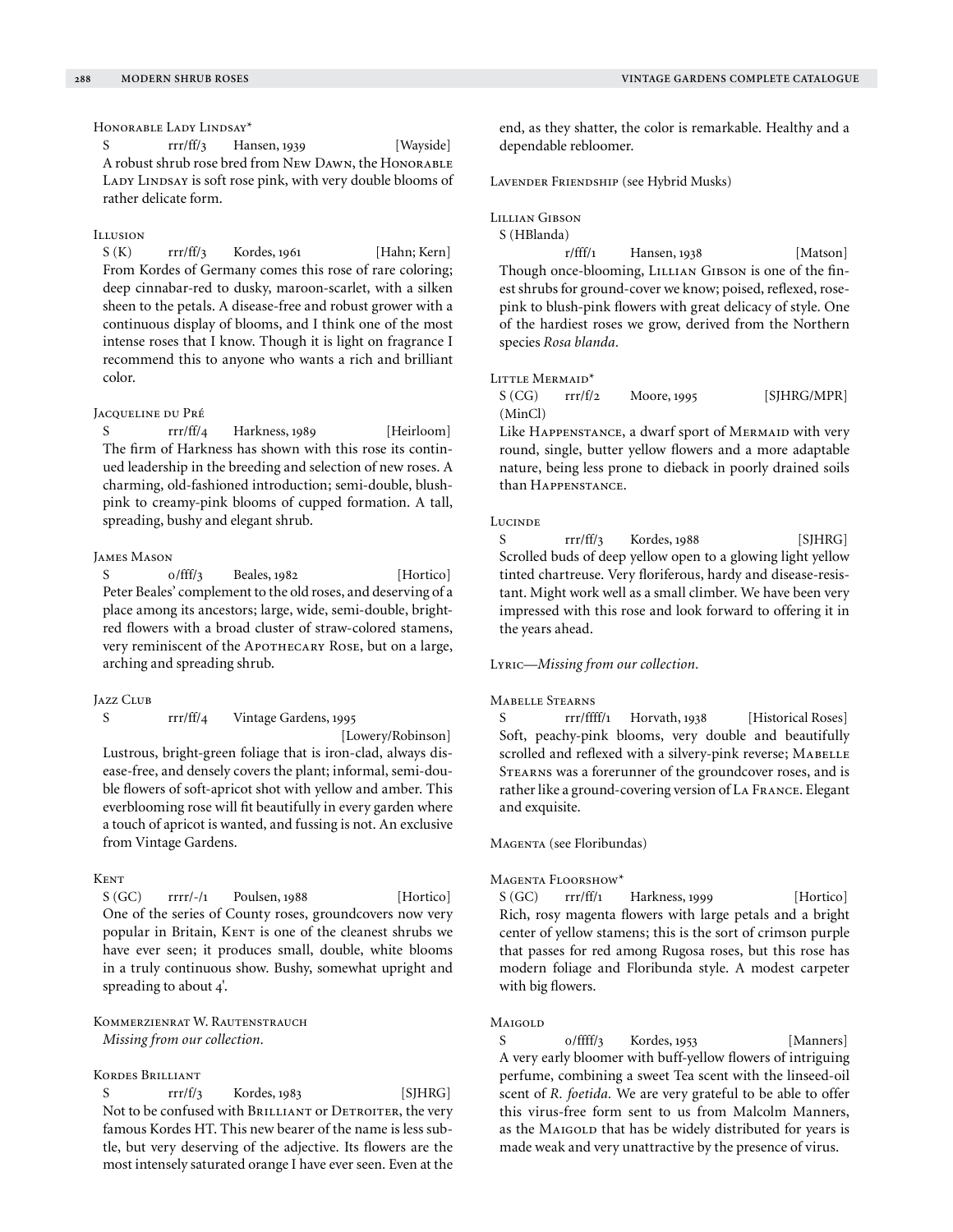### Honorable Lady Lindsay*

S rrr/ff/3 Hansen, 1939 [Wayside]

A robust shrub rose bred from New Dawn, the Honorable Lady Lindsay is soft rose pink, with very double blooms of rather delicate form.

### Illusion

S (K) rrr/ff/3 Kordes, 1961 [Hahn; Kern]

From Kordes of Germany comes this rose of rare coloring; deep cinnabar-red to dusky, maroon-scarlet, with a silken sheen to the petals. A disease-free and robust grower with a continuous display of blooms, and I think one of the most intense roses that I know. Though it is light on fragrance I recommend this to anyone who wants a rich and brilliant color.

### Jacqueline du Pré

S rrr/ff/4 Harkness, 1989 [Heirloom]

The firm of Harkness has shown with this rose its continued leadership in the breeding and selection of new roses. A charming, old-fashioned introduction; semi-double, blush-pink to creamy-pink blooms of cupped formation. A tall, spreading, bushy and elegant shrub.

### James Mason

S o/fff/3 Beales, 1982 [Hortico]

Peter Beales' complement to the old roses, and deserving of a place among its ancestors; large, wide, semi-double, bright-red flowers with a broad cluster of straw-colored stamens, very reminiscent of the Apothecary Rose, but on a large, arching and spreading shrub.

### Jazz Club

S rrr/ff/4 Vintage Gardens, 1995 [Lowery/Robinson]

Lustrous, bright-green foliage that is iron-clad, always disease-free, and densely covers the plant; informal, semi-double flowers of soft-apricot shot with yellow and amber. This everblooming rose will fit beautifully in every garden where a touch of apricot is wanted, and fussing is not. An exclusive from Vintage Gardens.

### Kent

S (GC) rrrr/-/1 Poulsen, 1988 [Hortico]

One of the series of County roses, groundcovers now very popular in Britain, Kent is one of the cleanest shrubs we have ever seen; it produces small, double, white blooms in a truly continuous show. Bushy, somewhat upright and spreading to about 4'.

### Kommerzienrat W. Rautenstrauch

*Missing from our collection.*

### Kordes Brilliant

S rrr/f/3 Kordes, 1983 [SJHRG]

Not to be confused with Brilliant or Detroiter, the very famous Kordes HT. This new bearer of the name is less subtle, but very deserving of the adjective. Its flowers are the most intensely saturated orange I have ever seen. Even at the end, as they shatter, the color is remarkable. Healthy and a dependable rebloomer.

### Lavender Friendship (see Hybrid Musks)

### Lillian Gibson

S (HBlanda) r/fff/1 Hansen, 1938 [Matson]

Though once-blooming, Lillian Gibson is one of the finest shrubs for ground-cover we know; poised, reflexed, rose-pink to blush-pink flowers with great delicacy of style. One of the hardiest roses we grow, derived from the Northern species *Rosa blanda.*

### Little Mermaid*

S (CG) (MinCl) rrr/f/2 Moore, 1995 [SJHRG/MPR]

Like Happenstance, a dwarf sport of Mermaid with very round, single, butter yellow flowers and a more adaptable nature, being less prone to dieback in poorly drained soils than Happenstance.

### Lucinde

S rrr/ff/3 Kordes, 1988 [SJHRG]

Scrolled buds of deep yellow open to a glowing light yellow tinted chartreuse. Very floriferous, hardy and disease-resistant. Might work well as a small climber. We have been very impressed with this rose and look forward to offering it in the years ahead.

### Lyric—*Missing from our collection.*

### Mabelle Stearns

S rrr/ffff/1 Horvath, 1938 [Historical Roses]

Soft, peachy-pink blooms, very double and beautifully scrolled and reflexed with a silvery-pink reverse; Mabelle Stearns was a forerunner of the groundcover roses, and is rather like a ground-covering version of La France. Elegant and exquisite.

### Magenta (see Floribundas)

### Magenta Floorshow*

S (GC) rrr/ff/1 Harkness, 1999 [Hortico]

Rich, rosy magenta flowers with large petals and a bright center of yellow stamens; this is the sort of crimson purple that passes for red among Rugosa roses, but this rose has modern foliage and Floribunda style. A modest carpeter with big flowers.

### Maigold

S o/ffff/3 Kordes, 1953 [Manners]

A very early bloomer with buff-yellow flowers of intriguing perfume, combining a sweet Tea scent with the linseed-oil scent of *R. foetida.* We are very grateful to be able to offer this virus-free form sent to us from Malcolm Manners, as the Maigold that has be widely distributed for years is made weak and very unattractive by the presence of virus.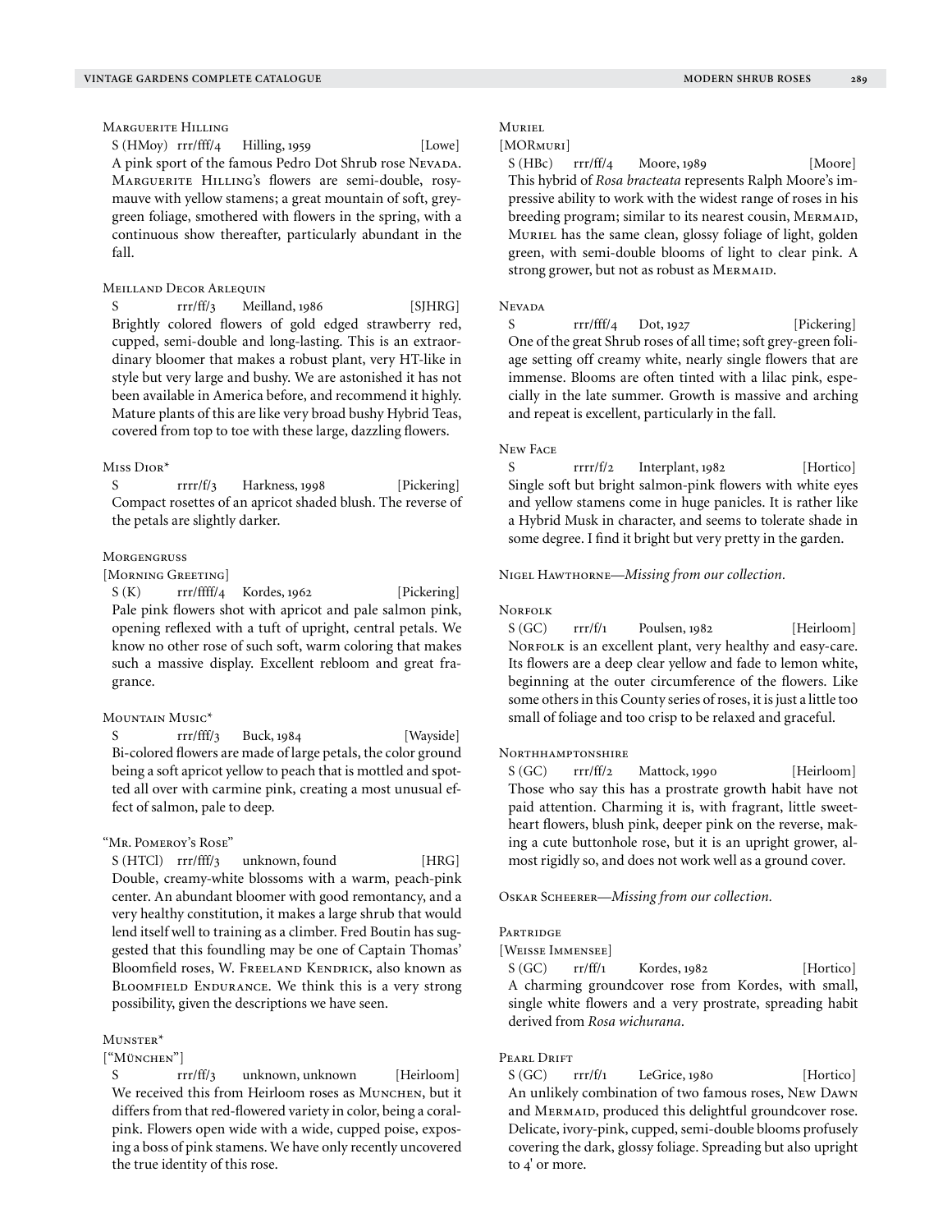### Marguerite Hilling

S (HMoy) rrr/fff/4 Hilling, 1959 [Lowe]

A pink sport of the famous Pedro Dot Shrub rose Nevada. Marguerite Hilling's flowers are semi-double, rosy-mauve with yellow stamens; a great mountain of soft, grey-green foliage, smothered with flowers in the spring, with a continuous show thereafter, particularly abundant in the fall.

### Meilland Decor Arlequin

S rrr/ff/3 Meilland, 1986 [SJHRG]

Brightly colored flowers of gold edged strawberry red, cupped, semi-double and long-lasting. This is an extraordinary bloomer that makes a robust plant, very HT-like in style but very large and bushy. We are astonished it has not been available in America before, and recommend it highly. Mature plants of this are like very broad bushy Hybrid Teas, covered from top to toe with these large, dazzling flowers.

### Miss Dior*

S rrrr/f/3 Harkness, 1998 [Pickering]

Compact rosettes of an apricot shaded blush. The reverse of the petals are slightly darker.

### Morgengruss

[Morning Greeting]

S (K) rrr/ffff/4 Kordes, 1962 [Pickering]

Pale pink flowers shot with apricot and pale salmon pink, opening reflexed with a tuft of upright, central petals. We know no other rose of such soft, warm coloring that makes such a massive display. Excellent rebloom and great fragrance.

### Mountain Music*

S rrr/fff/3 Buck, 1984 [Wayside]

Bi-colored flowers are made of large petals, the color ground being a soft apricot yellow to peach that is mottled and spotted all over with carmine pink, creating a most unusual effect of salmon, pale to deep.

### "Mr. Pomeroy's Rose"

S (HTCl) rrr/fff/3 unknown, found [HRG]

Double, creamy-white blossoms with a warm, peach-pink center. An abundant bloomer with good remontancy, and a very healthy constitution, it makes a large shrub that would lend itself well to training as a climber. Fred Boutin has suggested that this foundling may be one of Captain Thomas' Bloomfield roses, W. Freeland Kendrick, also known as Bloomfield Endurance. We think this is a very strong possibility, given the descriptions we have seen.

### Munster*

["München"]

S rrr/ff/3 unknown, unknown [Heirloom]

We received this from Heirloom roses as Munchen, but it differs from that red-flowered variety in color, being a coral-pink. Flowers open wide with a wide, cupped poise, exposing a boss of pink stamens. We have only recently uncovered the true identity of this rose.

### Muriel

[MORmuri]

S (HBc) rrr/ff/4 Moore, 1989 [Moore]

This hybrid of *Rosa bracteata* represents Ralph Moore's impressive ability to work with the widest range of roses in his breeding program; similar to its nearest cousin, Mermaid, Muriel has the same clean, glossy foliage of light, golden green, with semi-double blooms of light to clear pink. A strong grower, but not as robust as Mermaid.

### Nevada

S rrr/fff/4 Dot, 1927 [Pickering]

One of the great Shrub roses of all time; soft grey-green foliage setting off creamy white, nearly single flowers that are immense. Blooms are often tinted with a lilac pink, especially in the late summer. Growth is massive and arching and repeat is excellent, particularly in the fall.

### New Face

S rrrr/f/2 Interplant, 1982 [Hortico]

Single soft but bright salmon-pink flowers with white eyes and yellow stamens come in huge panicles. It is rather like a Hybrid Musk in character, and seems to tolerate shade in some degree. I find it bright but very pretty in the garden.

Nigel Hawthorne—*Missing from our collection.*

### Norfolk

S (GC) rrr/f/1 Poulsen, 1982 [Heirloom]

Norfolk is an excellent plant, very healthy and easy-care. Its flowers are a deep clear yellow and fade to lemon white, beginning at the outer circumference of the flowers. Like some others in this County series of roses, it is just a little too small of foliage and too crisp to be relaxed and graceful.

### Northhamptonshire

S (GC) rrr/ff/2 Mattock, 1990 [Heirloom]

Those who say this has a prostrate growth habit have not paid attention. Charming it is, with fragrant, little sweetheart flowers, blush pink, deeper pink on the reverse, making a cute buttonhole rose, but it is an upright grower, almost rigidly so, and does not work well as a ground cover.

Oskar Scheerer—*Missing from our collection.*

### Partridge

[Weisse Immensee]

S (GC) rr/ff/1 Kordes, 1982 [Hortico]

A charming groundcover rose from Kordes, with small, single white flowers and a very prostrate, spreading habit derived from *Rosa wichurana*.

### Pearl Drift

S (GC) rrr/ff/1 LeGrice, 1980 [Hortico]

An unlikely combination of two famous roses, New Dawn and Mermaid, produced this delightful groundcover rose. Delicate, ivory-pink, cupped, semi-double blooms profusely covering the dark, glossy foliage. Spreading but also upright to 4' or more.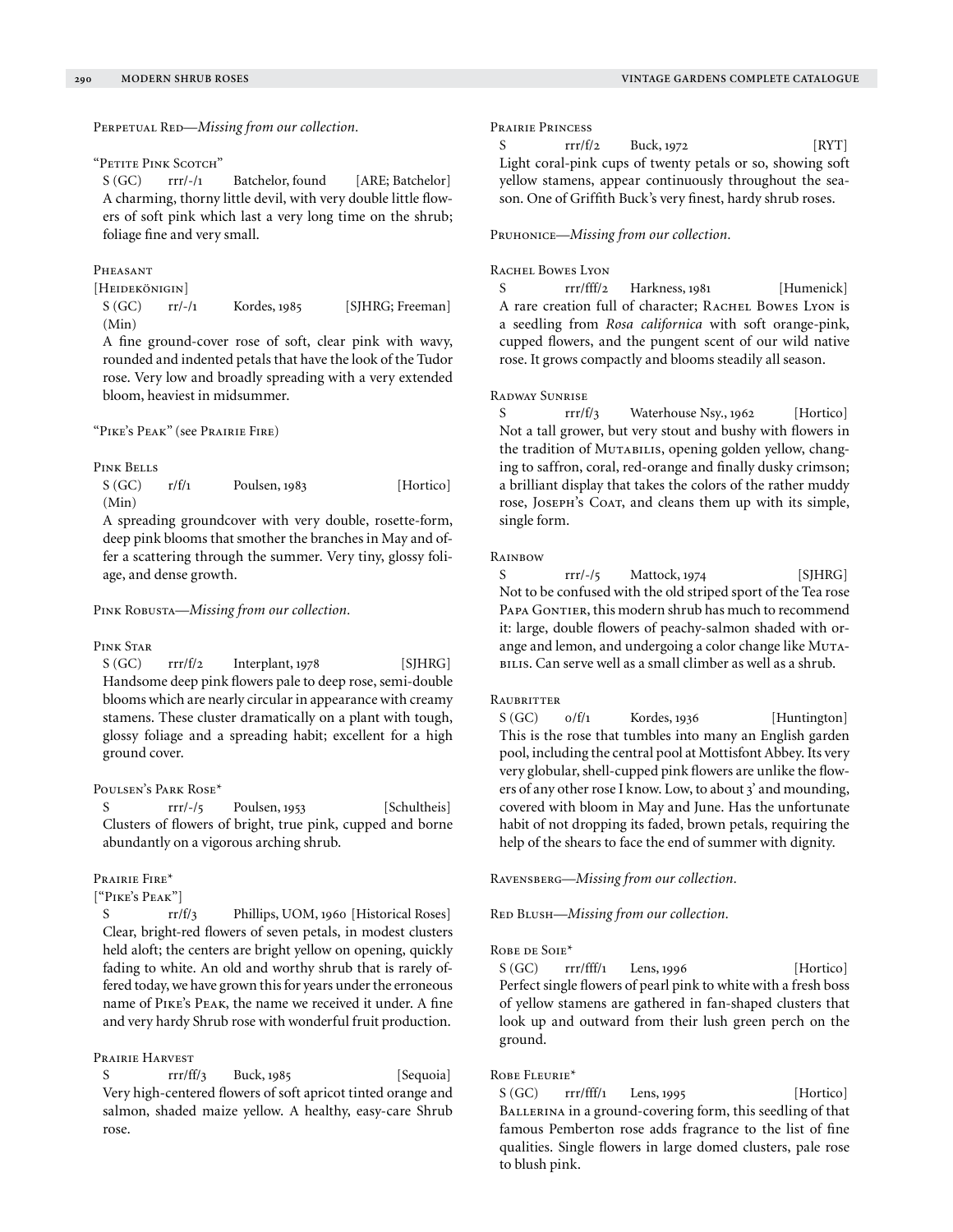Perpetual Red—*Missing from our collection.*

"Petite Pink Scotch"

S (GC) rrr/-/1 Batchelor, found [ARE; Batchelor]

A charming, thorny little devil, with very double little flowers of soft pink which last a very long time on the shrub; foliage fine and very small.

Pheasant

[Heidekönigin]

S (GC) (Min) rr/-/1 Kordes, 1985 [SJHRG; Freeman]

A fine ground-cover rose of soft, clear pink with wavy, rounded and indented petals that have the look of the Tudor rose. Very low and broadly spreading with a very extended bloom, heaviest in midsummer.

"Pike's Peak" (see Prairie Fire)

Pink Bells

S (GC) (Min) r/f/1 Poulsen, 1983 [Hortico]

A spreading groundcover with very double, rosette-form, deep pink blooms that smother the branches in May and offer a scattering through the summer. Very tiny, glossy foliage, and dense growth.

Pink Robusta—*Missing from our collection.*

Pink Star

S (GC) rrr/f/2 Interplant, 1978 [SJHRG]

Handsome deep pink flowers pale to deep rose, semi-double blooms which are nearly circular in appearance with creamy stamens. These cluster dramatically on a plant with tough, glossy foliage and a spreading habit; excellent for a high ground cover.

Poulsen's Park Rose*

S rrr/-/5 Poulsen, 1953 [Schultheis]

Clusters of flowers of bright, true pink, cupped and borne abundantly on a vigorous arching shrub.

Prairie Fire*

["Pike's Peak"]

S rr/f/3 Phillips, UOM, 1960 [Historical Roses]

Clear, bright-red flowers of seven petals, in modest clusters held aloft; the centers are bright yellow on opening, quickly fading to white. An old and worthy shrub that is rarely offered today, we have grown this for years under the erroneous name of Pike's Peak, the name we received it under. A fine and very hardy Shrub rose with wonderful fruit production.

Prairie Harvest

S rrr/ff/3 Buck, 1985 [Sequoia]

Very high-centered flowers of soft apricot tinted orange and salmon, shaded maize yellow. A healthy, easy-care Shrub rose.

Prairie Princess

S rrr/f/2 Buck, 1972 [RYT]

Light coral-pink cups of twenty petals or so, showing soft yellow stamens, appear continuously throughout the season. One of Griffith Buck's very finest, hardy shrub roses.

Pruhonice—*Missing from our collection.*

Rachel Bowes Lyon

S rrr/fff/2 Harkness, 1981 [Humenick]

A rare creation full of character; Rachel Bowes Lyon is a seedling from *Rosa californica* with soft orange-pink, cupped flowers, and the pungent scent of our wild native rose. It grows compactly and blooms steadily all season.

Radway Sunrise

S rrr/f/3 Waterhouse Nsy., 1962 [Hortico]

Not a tall grower, but very stout and bushy with flowers in the tradition of Mutabilis, opening golden yellow, changing to saffron, coral, red-orange and finally dusky crimson; a brilliant display that takes the colors of the rather muddy rose, Joseph's Coat, and cleans them up with its simple, single form.

Rainbow

S rrr/-/5 Mattock, 1974 [SJHRG]

Not to be confused with the old striped sport of the Tea rose Papa Gontier, this modern shrub has much to recommend it: large, double flowers of peachy-salmon shaded with orange and lemon, and undergoing a color change like Mutabilis. Can serve well as a small climber as well as a shrub.

Raubritter

S (GC) o/f/1 Kordes, 1936 [Huntington]

This is the rose that tumbles into many an English garden pool, including the central pool at Mottisfont Abbey. Its very very globular, shell-cupped pink flowers are unlike the flowers of any other rose I know. Low, to about 3' and mounding, covered with bloom in May and June. Has the unfortunate habit of not dropping its faded, brown petals, requiring the help of the shears to face the end of summer with dignity.

Ravensberg—*Missing from our collection.*

Red Blush—*Missing from our collection.*

Robe de Soie*

S (GC) rrr/fff/1 Lens, 1996 [Hortico]

Perfect single flowers of pearl pink to white with a fresh boss of yellow stamens are gathered in fan-shaped clusters that look up and outward from their lush green perch on the ground.

Robe Fleurie*

S (GC) rrr/fff/1 Lens, 1995 [Hortico]

Ballerina in a ground-covering form, this seedling of that famous Pemberton rose adds fragrance to the list of fine qualities. Single flowers in large domed clusters, pale rose to blush pink.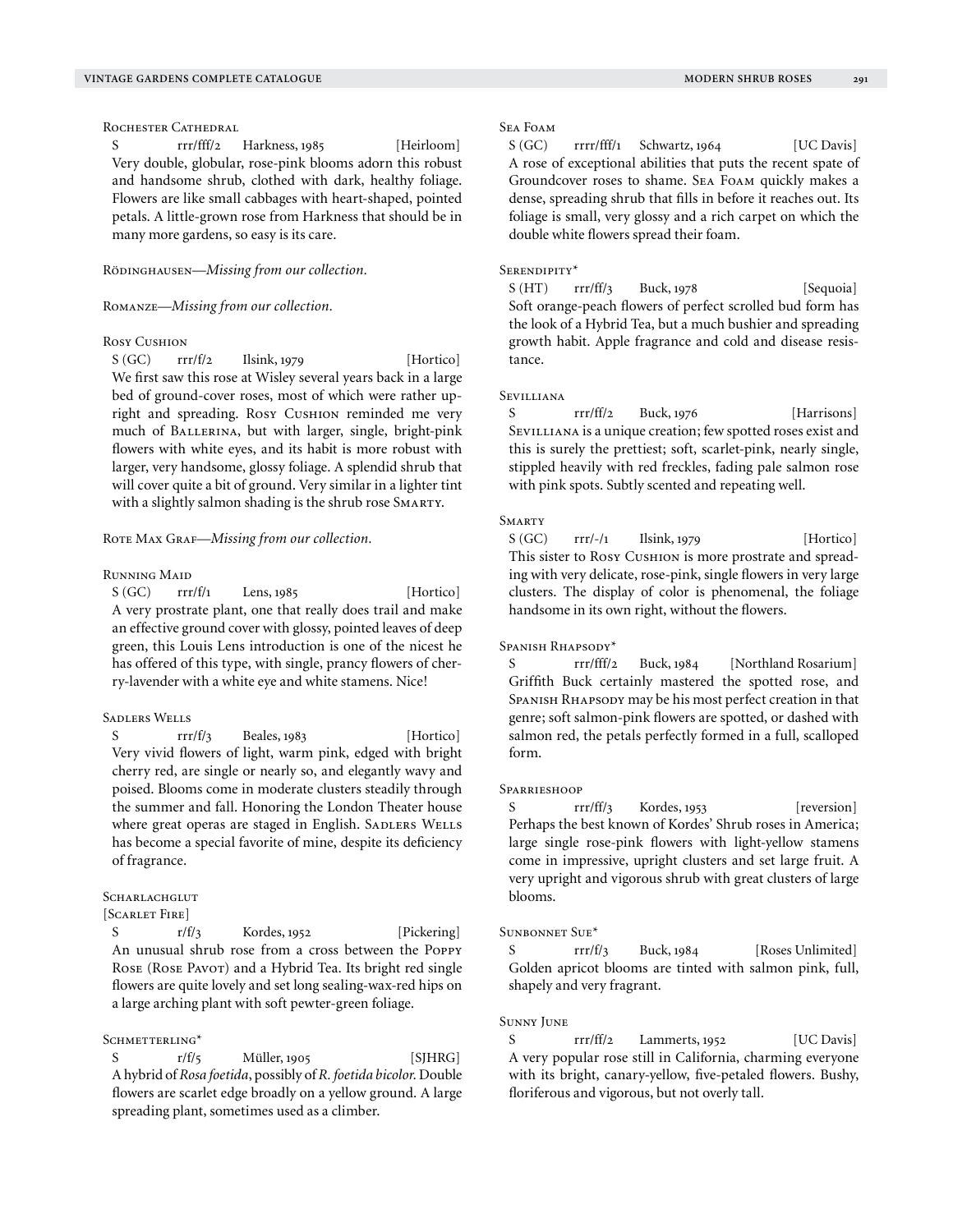### Rochester Cathedral

S rrr/fff/2 Harkness, 1985 [Heirloom]

Very double, globular, rose-pink blooms adorn this robust and handsome shrub, clothed with dark, healthy foliage. Flowers are like small cabbages with heart-shaped, pointed petals. A little-grown rose from Harkness that should be in many more gardens, so easy is its care.

### Rödinghausen—*Missing from our collection.*

### Romanze—*Missing from our collection.*

### Rosy Cushion

S (GC) rrr/f/2 Ilsink, 1979 [Hortico]

We first saw this rose at Wisley several years back in a large bed of ground-cover roses, most of which were rather upright and spreading. Rosy Cushion reminded me very much of Ballerina, but with larger, single, bright-pink flowers with white eyes, and its habit is more robust with larger, very handsome, glossy foliage. A splendid shrub that will cover quite a bit of ground. Very similar in a lighter tint with a slightly salmon shading is the shrub rose Smarty.

### Rote Max Graf—*Missing from our collection.*

### Running Maid

S (GC) rrr/f/1 Lens, 1985 [Hortico]

A very prostrate plant, one that really does trail and make an effective ground cover with glossy, pointed leaves of deep green, this Louis Lens introduction is one of the nicest he has offered of this type, with single, prancy flowers of cherry-lavender with a white eye and white stamens. Nice!

### Sadlers Wells

S rrr/f/3 Beales, 1983 [Hortico]

Very vivid flowers of light, warm pink, edged with bright cherry red, are single or nearly so, and elegantly wavy and poised. Blooms come in moderate clusters steadily through the summer and fall. Honoring the London Theater house where great operas are staged in English. Sadlers Wells has become a special favorite of mine, despite its deficiency of fragrance.

### Scharlachglut
[Scarlet Fire]

S r/f/3 Kordes, 1952 [Pickering]

An unusual shrub rose from a cross between the Poppy Rose (Rose Pavot) and a Hybrid Tea. Its bright red single flowers are quite lovely and set long sealing-wax-red hips on a large arching plant with soft pewter-green foliage.

### Schmetterling*

S r/f/5 Müller, 1905 [SJHRG]

A hybrid of *Rosa foetida*, possibly of *R. foetida bicolor*. Double flowers are scarlet edge broadly on a yellow ground. A large spreading plant, sometimes used as a climber.

### Sea Foam

S (GC) rrrr/fff/1 Schwartz, 1964 [UC Davis]

A rose of exceptional abilities that puts the recent spate of Groundcover roses to shame. Sea Foam quickly makes a dense, spreading shrub that fills in before it reaches out. Its foliage is small, very glossy and a rich carpet on which the double white flowers spread their foam.

### Serendipity*

S (HT) rrr/ff/3 Buck, 1978 [Sequoia]

Soft orange-peach flowers of perfect scrolled bud form has the look of a Hybrid Tea, but a much bushier and spreading growth habit. Apple fragrance and cold and disease resistance.

### Sevilliana

S rrr/ff/2 Buck, 1976 [Harrisons]

Sevilliana is a unique creation; few spotted roses exist and this is surely the prettiest; soft, scarlet-pink, nearly single, stippled heavily with red freckles, fading pale salmon rose with pink spots. Subtly scented and repeating well.

### Smarty

S (GC) rrr/-/1 Ilsink, 1979 [Hortico]

This sister to Rosy Cushion is more prostrate and spreading with very delicate, rose-pink, single flowers in very large clusters. The display of color is phenomenal, the foliage handsome in its own right, without the flowers.

### Spanish Rhapsody*

S rrr/fff/2 Buck, 1984 [Northland Rosarium]

Griffith Buck certainly mastered the spotted rose, and Spanish Rhapsody may be his most perfect creation in that genre; soft salmon-pink flowers are spotted, or dashed with salmon red, the petals perfectly formed in a full, scalloped form.

### Sparrieshoop

S rrr/ff/3 Kordes, 1953 [reversion]

Perhaps the best known of Kordes' Shrub roses in America; large single rose-pink flowers with light-yellow stamens come in impressive, upright clusters and set large fruit. A very upright and vigorous shrub with great clusters of large blooms.

### Sunbonnet Sue*

S rrr/f/3 Buck, 1984 [Roses Unlimited]

Golden apricot blooms are tinted with salmon pink, full, shapely and very fragrant.

### Sunny June

S rrr/ff/2 Lammerts, 1952 [UC Davis]

A very popular rose still in California, charming everyone with its bright, canary-yellow, five-petaled flowers. Bushy, floriferous and vigorous, but not overly tall.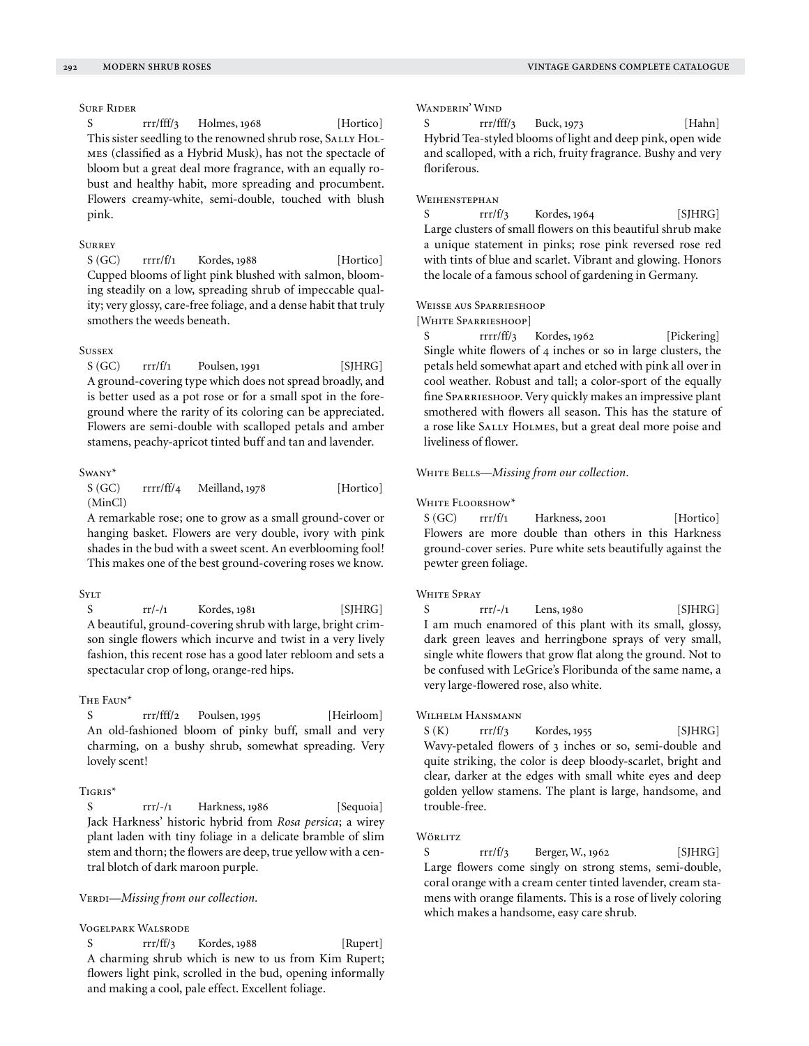### Surf Rider

S rrr/fff/3 Holmes, 1968 [Hortico]

This sister seedling to the renowned shrub rose, Sally Holmes (classified as a Hybrid Musk), has not the spectacle of bloom but a great deal more fragrance, with an equally robust and healthy habit, more spreading and procumbent. Flowers creamy-white, semi-double, touched with blush pink.

### Surrey

S (GC) rrrr/f/1 Kordes, 1988 [Hortico]

Cupped blooms of light pink blushed with salmon, blooming steadily on a low, spreading shrub of impeccable quality; very glossy, care-free foliage, and a dense habit that truly smothers the weeds beneath.

### Sussex

S (GC) rrr/f/1 Poulsen, 1991 [SJHRG]

A ground-covering type which does not spread broadly, and is better used as a pot rose or for a small spot in the foreground where the rarity of its coloring can be appreciated. Flowers are semi-double with scalloped petals and amber stamens, peachy-apricot tinted buff and tan and lavender.

### Swany*

S (GC) (MinCl) rrrr/ff/4 Meilland, 1978 [Hortico]

A remarkable rose; one to grow as a small ground-cover or hanging basket. Flowers are very double, ivory with pink shades in the bud with a sweet scent. An everblooming fool! This makes one of the best ground-covering roses we know.

### Sylt

S rr/-/1 Kordes, 1981 [SJHRG]

A beautiful, ground-covering shrub with large, bright crimson single flowers which incurve and twist in a very lively fashion, this recent rose has a good later rebloom and sets a spectacular crop of long, orange-red hips.

### The Faun*

S rrr/fff/2 Poulsen, 1995 [Heirloom]

An old-fashioned bloom of pinky buff, small and very charming, on a bushy shrub, somewhat spreading. Very lovely scent!

### Tigris*

S rrr/-/1 Harkness, 1986 [Sequoia]

Jack Harkness' historic hybrid from *Rosa persica*; a wirey plant laden with tiny foliage in a delicate bramble of slim stem and thorn; the flowers are deep, true yellow with a central blotch of dark maroon purple.

### Verdi—*Missing from our collection.*

### Vogelpark Walsrode

S rrr/ff/3 Kordes, 1988 [Rupert]

A charming shrub which is new to us from Kim Rupert; flowers light pink, scrolled in the bud, opening informally and making a cool, pale effect. Excellent foliage.

### Wanderin' Wind

S rrr/fff/3 Buck, 1973 [Hahn]

Hybrid Tea-styled blooms of light and deep pink, open wide and scalloped, with a rich, fruity fragrance. Bushy and very floriferous.

### Weihenstephan

S rrr/f/3 Kordes, 1964 [SJHRG]

Large clusters of small flowers on this beautiful shrub make a unique statement in pinks; rose pink reversed rose red with tints of blue and scarlet. Vibrant and glowing. Honors the locale of a famous school of gardening in Germany.

### Weisse aus Sparrieshoop
[White Sparrieshoop]

S rrrr/ff/3 Kordes, 1962 [Pickering]

Single white flowers of 4 inches or so in large clusters, the petals held somewhat apart and etched with pink all over in cool weather. Robust and tall; a color-sport of the equally fine Sparrieshoop. Very quickly makes an impressive plant smothered with flowers all season. This has the stature of a rose like Sally Holmes, but a great deal more poise and liveliness of flower.

### White Bells—*Missing from our collection.*

### White Floorshow*

S (GC) rrr/f/1 Harkness, 2001 [Hortico]

Flowers are more double than others in this Harkness ground-cover series. Pure white sets beautifully against the pewter green foliage.

### White Spray

S rrr/-/1 Lens, 1980 [SJHRG]

I am much enamored of this plant with its small, glossy, dark green leaves and herringbone sprays of very small, single white flowers that grow flat along the ground. Not to be confused with LeGrice's Floribunda of the same name, a very large-flowered rose, also white.

### Wilhelm Hansmann

S (K) rrr/f/3 Kordes, 1955 [SJHRG]

Wavy-petaled flowers of 3 inches or so, semi-double and quite striking, the color is deep bloody-scarlet, bright and clear, darker at the edges with small white eyes and deep golden yellow stamens. The plant is large, handsome, and trouble-free.

### Wörlitz

S rrr/f/3 Berger, W., 1962 [SJHRG]

Large flowers come singly on strong stems, semi-double, coral orange with a cream center tinted lavender, cream stamens with orange filaments. This is a rose of lively coloring which makes a handsome, easy care shrub.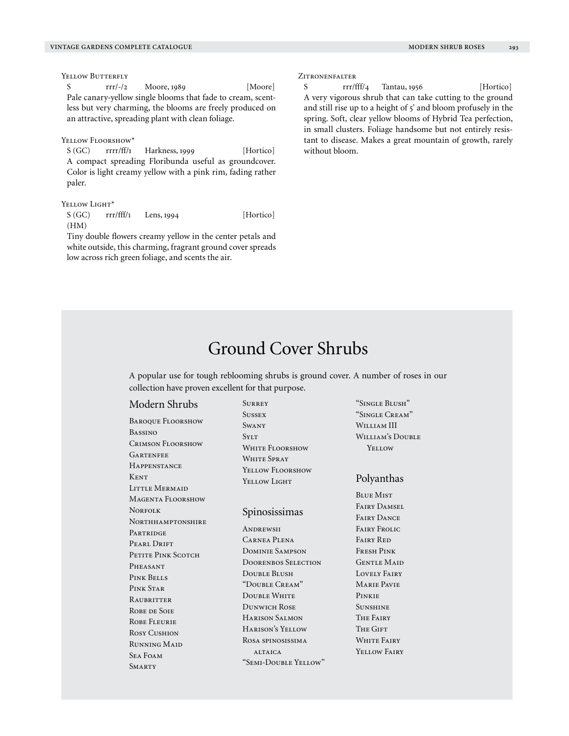Yellow Butterfly

S rrr/-/2 Moore, 1989 [Moore]

Pale canary-yellow single blooms that fade to cream, scentless but very charming, the blooms are freely produced on an attractive, spreading plant with clean foliage.

Yellow Floorshow*

S (GC) rrrr/ff/1 Harkness, 1999 [Hortico]

A compact spreading Floribunda useful as groundcover. Color is light creamy yellow with a pink rim, fading rather paler.

Yellow Light*

S (GC) (HM) rrr/fff/1 Lens, 1994 [Hortico]

Tiny double flowers creamy yellow in the center petals and white outside, this charming, fragrant ground cover spreads low across rich green foliage, and scents the air.

Zitronenfalter

S rrr/fff/4 Tantau, 1956 [Hortico]

A very vigorous shrub that can take cutting to the ground and still rise up to a height of 5' and bloom profusely in the spring. Soft, clear yellow blooms of Hybrid Tea perfection, in small clusters. Foliage handsome but not entirely resistant to disease. Makes a great mountain of growth, rarely without bloom.

# Ground Cover Shrubs

A popular use for tough reblooming shrubs is ground cover. A number of roses in our collection have proven excellent for that purpose.

## Modern Shrubs

Baroque Floorshow
Bassino
Crimson Floorshow
Gartenfee
Happenstance
Kent
Little Mermaid
Magenta Floorshow
Norfolk
Northhamptonshire
Partridge
Pearl Drift
Petite Pink Scotch
Pheasant
Pink Bells
Pink Star
Raubritter
Robe de Soie
Robe Fleurie
Rosy Cushion
Running Maid
Sea Foam
Smarty
Surrey
Sussex
Swany
Sylt
White Floorshow
White Spray
Yellow Floorshow
Yellow Light

## Spinosissimas

Andrewsii
Carnea Plena
Dominie Sampson
Doorenbos Selection
Double Blush
"Double Cream"
Double White
Dunwich Rose
Harison Salmon
Harison's Yellow
Rosa spinosissima altaica
"Semi-Double Yellow"
"Single Blush"
"Single Cream"
William III
William's Double Yellow

## Polyanthas

Blue Mist
Fairy Damsel
Fairy Dance
Fairy Frolic
Fairy Red
Fresh Pink
Gentle Maid
Lovely Fairy
Marie Pavie
Pinkie
Sunshine
The Fairy
The Gift
White Fairy
Yellow Fairy